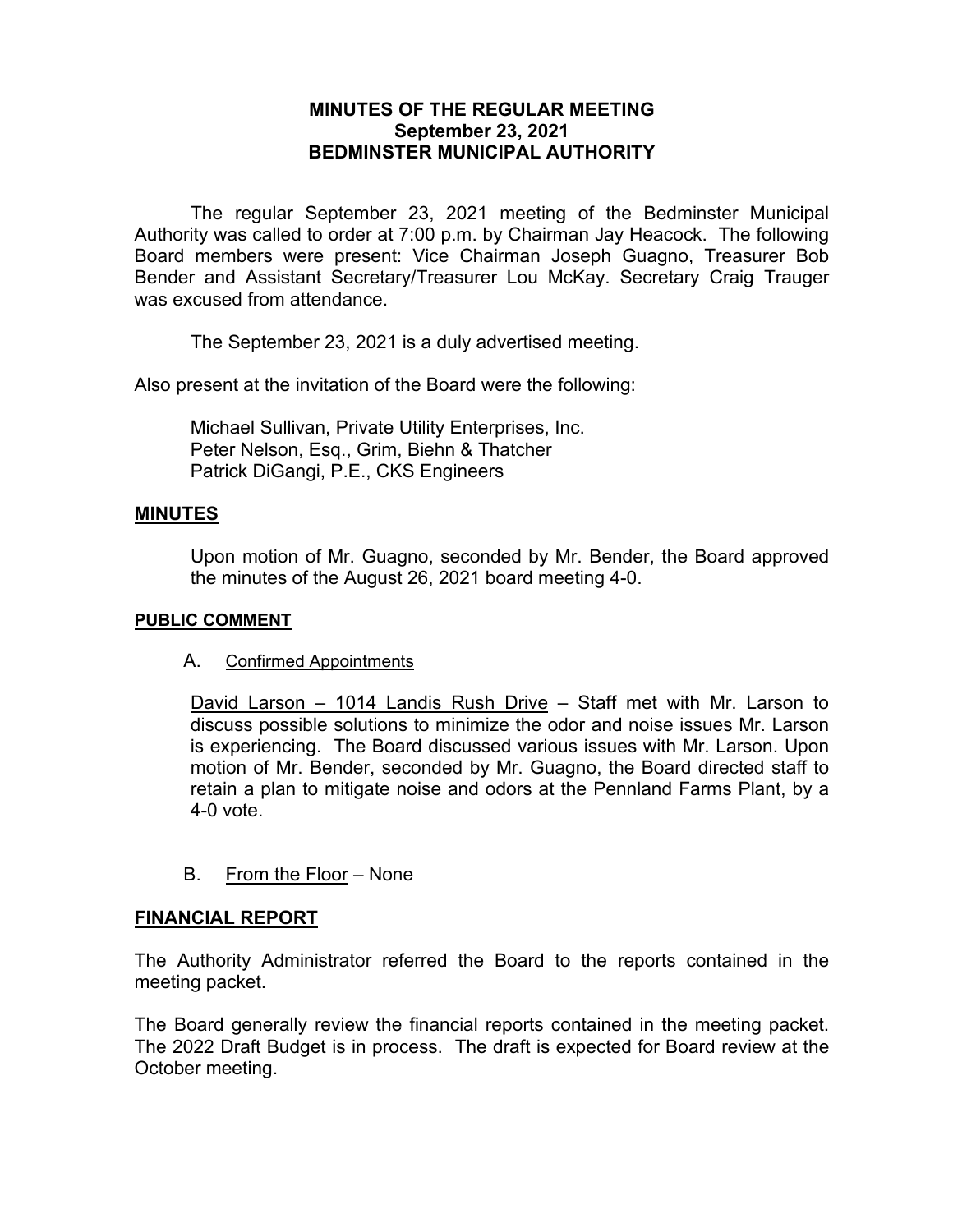# MINUTES OF THE REGULAR MEETING
## September 23, 2021
## BEDMINSTER MUNICIPAL AUTHORITY

The regular September 23, 2021 meeting of the Bedminster Municipal Authority was called to order at 7:00 p.m. by Chairman Jay Heacock. The following Board members were present: Vice Chairman Joseph Guagno, Treasurer Bob Bender and Assistant Secretary/Treasurer Lou McKay. Secretary Craig Trauger was excused from attendance.

The September 23, 2021 is a duly advertised meeting.

Also present at the invitation of the Board were the following:

Michael Sullivan, Private Utility Enterprises, Inc.
Peter Nelson, Esq., Grim, Biehn & Thatcher
Patrick DiGangi, P.E., CKS Engineers

## MINUTES

Upon motion of Mr. Guagno, seconded by Mr. Bender, the Board approved the minutes of the August 26, 2021 board meeting 4-0.

## PUBLIC COMMENT

A. Confirmed Appointments

David Larson – 1014 Landis Rush Drive – Staff met with Mr. Larson to discuss possible solutions to minimize the odor and noise issues Mr. Larson is experiencing. The Board discussed various issues with Mr. Larson. Upon motion of Mr. Bender, seconded by Mr. Guagno, the Board directed staff to retain a plan to mitigate noise and odors at the Pennland Farms Plant, by a 4-0 vote.

B. From the Floor – None

## FINANCIAL REPORT

The Authority Administrator referred the Board to the reports contained in the meeting packet.

The Board generally review the financial reports contained in the meeting packet. The 2022 Draft Budget is in process. The draft is expected for Board review at the October meeting.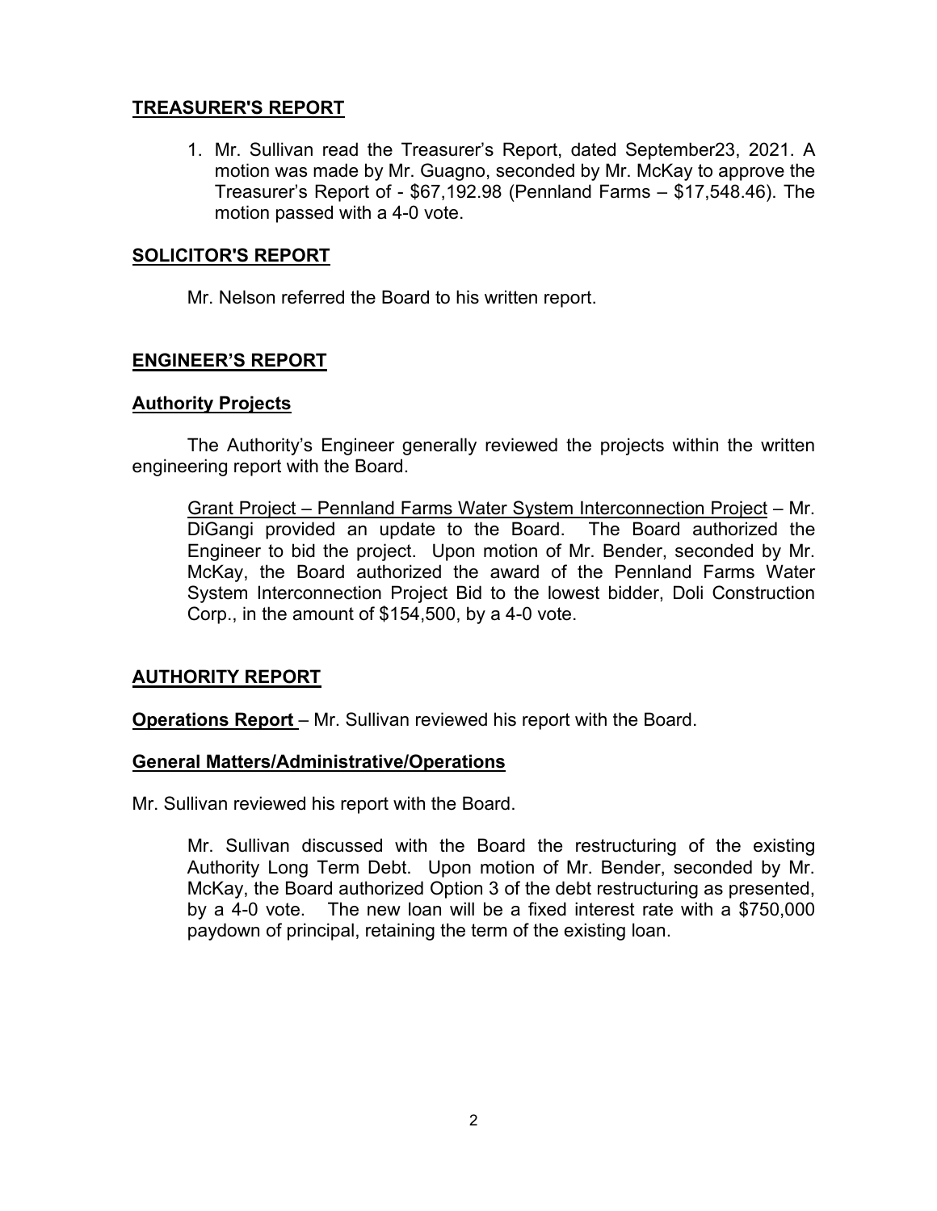## TREASURER'S REPORT

1. Mr. Sullivan read the Treasurer's Report, dated September23, 2021. A motion was made by Mr. Guagno, seconded by Mr. McKay to approve the Treasurer's Report of - $67,192.98 (Pennland Farms – $17,548.46). The motion passed with a 4-0 vote.

## SOLICITOR'S REPORT

Mr. Nelson referred the Board to his written report.

## ENGINEER'S REPORT

### Authority Projects

The Authority's Engineer generally reviewed the projects within the written engineering report with the Board.

Grant Project – Pennland Farms Water System Interconnection Project – Mr. DiGangi provided an update to the Board. The Board authorized the Engineer to bid the project. Upon motion of Mr. Bender, seconded by Mr. McKay, the Board authorized the award of the Pennland Farms Water System Interconnection Project Bid to the lowest bidder, Doli Construction Corp., in the amount of $154,500, by a 4-0 vote.

## AUTHORITY REPORT

**Operations Report** – Mr. Sullivan reviewed his report with the Board.

### General Matters/Administrative/Operations

Mr. Sullivan reviewed his report with the Board.

Mr. Sullivan discussed with the Board the restructuring of the existing Authority Long Term Debt. Upon motion of Mr. Bender, seconded by Mr. McKay, the Board authorized Option 3 of the debt restructuring as presented, by a 4-0 vote. The new loan will be a fixed interest rate with a $750,000 paydown of principal, retaining the term of the existing loan.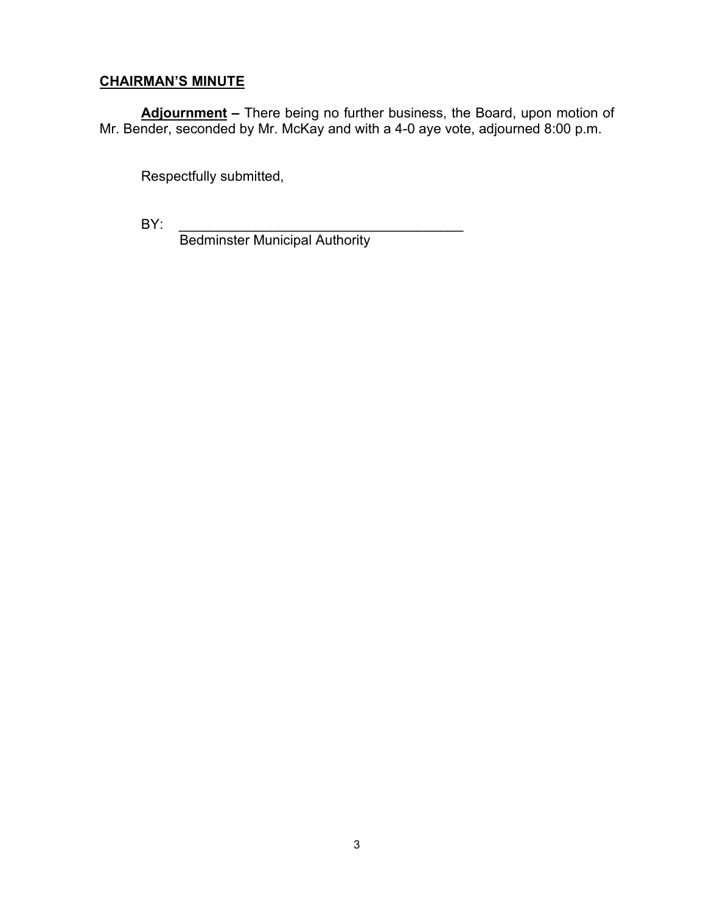**CHAIRMAN'S MINUTE**

**Adjournment** – There being no further business, the Board, upon motion of Mr. Bender, seconded by Mr. McKay and with a 4-0 aye vote, adjourned 8:00 p.m.

Respectfully submitted,

BY: ______________________________________

Bedminster Municipal Authority